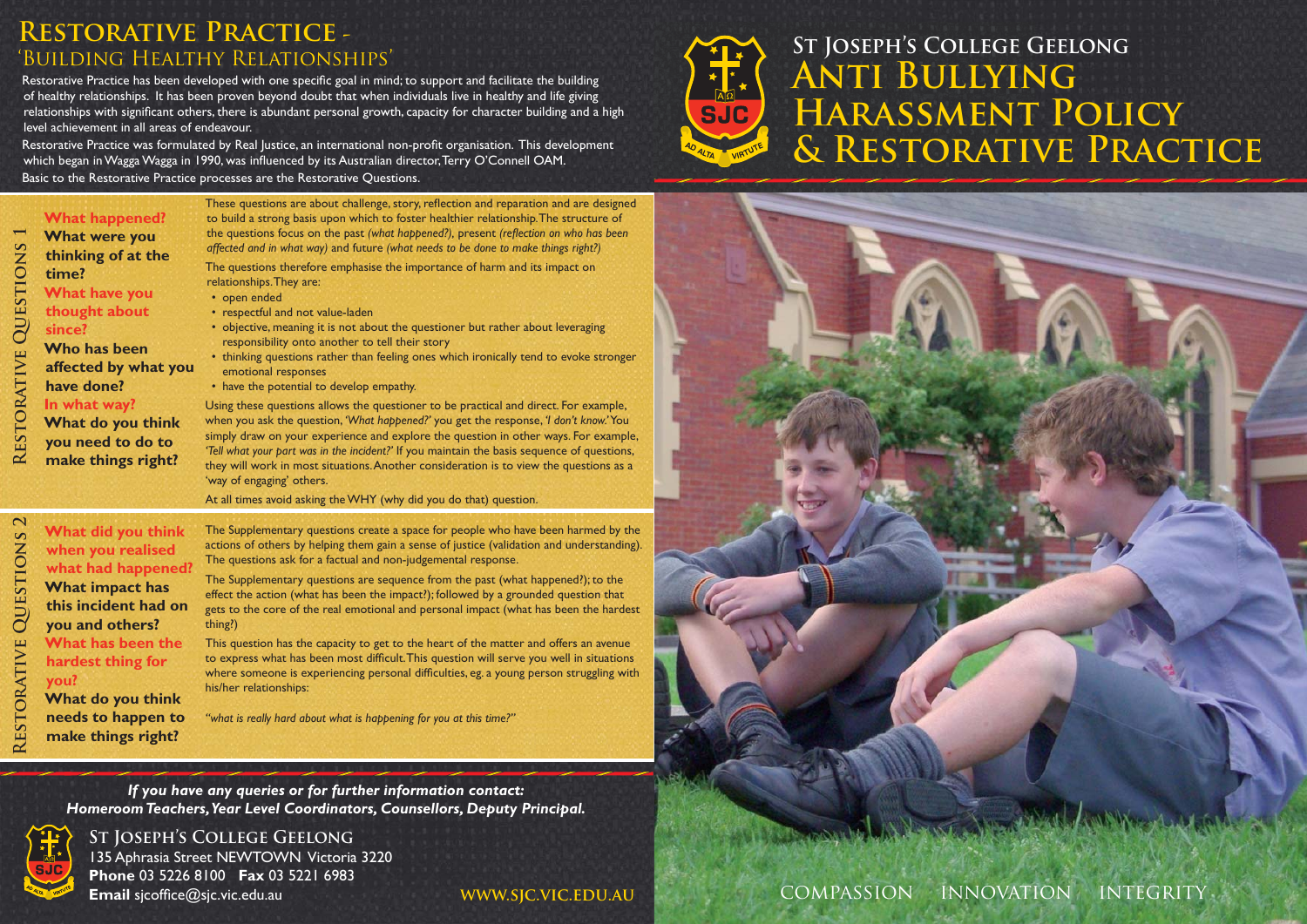# St Joseph's College Geelong

# Anti Bullying Harassment Policy & Restorative Practice

## Restorative Practice - 'Building Healthy Relationships'

Restorative Practice has been developed with one specific goal in mind; to support and facilitate the building of healthy relationships. It has been proven beyond doubt that when individuals live in healthy and life giving relationships with significant others, there is abundant personal growth, capacity for character building and a high level achievement in all areas of endeavour.

Restorative Practice was formulated by Real Justice, an international non-profit organisation. This development which began in Wagga Wagga in 1990, was influenced by its Australian director, Terry O'Connell OAM.

Basic to the Restorative Practice processes are the Restorative Questions.

### Restorative Questions 1

**What happened?**
**What were you thinking of at the time?**
**What have you thought about since?**
**Who has been affected by what you have done?**
**In what way?**
**What do you think you need to do to make things right?**

These questions are about challenge, story, reflection and reparation and are designed to build a strong basis upon which to foster healthier relationship. The structure of the questions focus on the past *(what happened?)*, present *(reflection on who has been affected and in what way)* and future *(what needs to be done to make things right?)*

The questions therefore emphasise the importance of harm and its impact on relationships. They are:

- open ended
- respectful and not value-laden
- objective, meaning it is not about the questioner but rather about leveraging responsibility onto another to tell their story
- thinking questions rather than feeling ones which ironically tend to evoke stronger emotional responses
- have the potential to develop empathy.

Using these questions allows the questioner to be practical and direct. For example, when you ask the question, *'What happened?'* you get the response, *'I don't know.'* You simply draw on your experience and explore the question in other ways. For example, *'Tell what your part was in the incident?'* If you maintain the basis sequence of questions, they will work in most situations. Another consideration is to view the questions as a 'way of engaging' others.

At all times avoid asking the WHY (why did you do that) question.

### Restorative Questions 2

**What did you think when you realised what had happened?**
**What impact has this incident had on you and others?**
**What has been the hardest thing for you?**
**What do you think needs to happen to make things right?**

The Supplementary questions create a space for people who have been harmed by the actions of others by helping them gain a sense of justice (validation and understanding). The questions ask for a factual and non-judgemental response.

The Supplementary questions are sequence from the past (what happened?); to the effect the action (what has been the impact?); followed by a grounded question that gets to the core of the real emotional and personal impact (what has been the hardest thing?)

This question has the capacity to get to the heart of the matter and offers an avenue to express what has been most difficult. This question will serve you well in situations where someone is experiencing personal difficulties, eg. a young person struggling with his/her relationships:

*"what is really hard about what is happening for you at this time?"*

***If you have any queries or for further information contact:***
***Homeroom Teachers, Year Level Coordinators, Counsellors, Deputy Principal.***

**St Joseph's College Geelong**
135 Aphrasia Street NEWTOWN Victoria 3220
**Phone** 03 5226 8100 **Fax** 03 5221 6983
**Email** sjcoffice@sjc.vic.edu.au

WWW.SJC.VIC.EDU.AU

COMPASSION INNOVATION INTEGRITY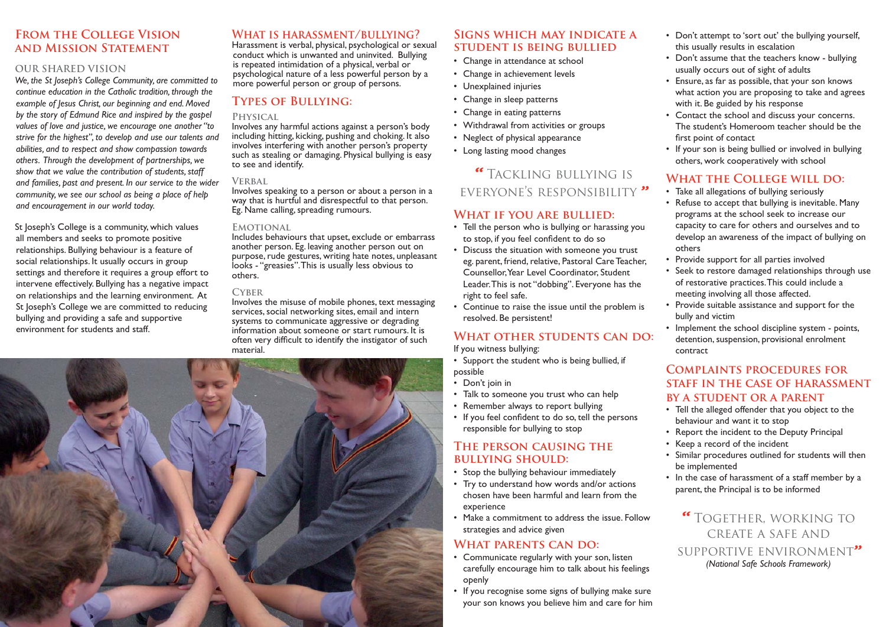## From the College Vision and Mission Statement

### Our Shared Vision

*We, the St Joseph's College Community, are committed to continue education in the Catholic tradition, through the example of Jesus Christ, our beginning and end. Moved by the story of Edmund Rice and inspired by the gospel values of love and justice, we encourage one another "to strive for the highest", to develop and use our talents and abilities, and to respect and show compassion towards others. Through the development of partnerships, we show that we value the contribution of students, staff and families, past and present. In our service to the wider community, we see our school as being a place of help and encouragement in our world today.*

St Joseph's College is a community, which values all members and seeks to promote positive relationships. Bullying behaviour is a feature of social relationships. It usually occurs in group settings and therefore it requires a group effort to intervene effectively. Bullying has a negative impact on relationships and the learning environment. At St Joseph's College we are committed to reducing bullying and providing a safe and supportive environment for students and staff.

## What is Harassment/Bullying?

Harassment is verbal, physical, psychological or sexual conduct which is unwanted and uninvited. Bullying is repeated intimidation of a physical, verbal or psychological nature of a less powerful person by a more powerful person or group of persons.

## Types of Bullying:

### Physical

Involves any harmful actions against a person's body including hitting, kicking, pushing and choking. It also involves interfering with another person's property such as stealing or damaging. Physical bullying is easy to see and identify.

### Verbal

Involves speaking to a person or about a person in a way that is hurtful and disrespectful to that person. Eg. Name calling, spreading rumours.

### Emotional

Includes behaviours that upset, exclude or embarrass another person. Eg. leaving another person out on purpose, rude gestures, writing hate notes, unpleasant looks - "greasies". This is usually less obvious to others.

### Cyber

Involves the misuse of mobile phones, text messaging services, social networking sites, email and intern systems to communicate aggressive or degrading information about someone or start rumours. It is often very difficult to identify the instigator of such material.

## Signs which may indicate a student is being bullied

- Change in attendance at school
- Change in achievement levels
- Unexplained injuries
- Change in sleep patterns
- Change in eating patterns
- Withdrawal from activities or groups
- Neglect of physical appearance
- Long lasting mood changes

> "Tackling bullying is everyone's responsibility"

## What if you are bullied:

- Tell the person who is bullying or harassing you to stop, if you feel confident to do so
- Discuss the situation with someone you trust eg. parent, friend, relative, Pastoral Care Teacher, Counsellor, Year Level Coordinator, Student Leader. This is not "dobbing". Everyone has the right to feel safe.
- Continue to raise the issue until the problem is resolved. Be persistent!

## What other students can do:

If you witness bullying:

- Support the student who is being bullied, if possible
- Don't join in
- Talk to someone you trust who can help
- Remember always to report bullying
- If you feel confident to do so, tell the persons responsible for bullying to stop

## The person causing the bullying should:

- Stop the bullying behaviour immediately
- Try to understand how words and/or actions chosen have been harmful and learn from the experience
- Make a commitment to address the issue. Follow strategies and advice given

## What parents can do:

- Communicate regularly with your son, listen carefully encourage him to talk about his feelings openly
- If you recognise some signs of bullying make sure your son knows you believe him and care for him
- Don't attempt to 'sort out' the bullying yourself, this usually results in escalation
- Don't assume that the teachers know - bullying usually occurs out of sight of adults
- Ensure, as far as possible, that your son knows what action you are proposing to take and agrees with it. Be guided by his response
- Contact the school and discuss your concerns. The student's Homeroom teacher should be the first point of contact
- If your son is being bullied or involved in bullying others, work cooperatively with school

## What the College will do:

- Take all allegations of bullying seriously
- Refuse to accept that bullying is inevitable. Many programs at the school seek to increase our capacity to care for others and ourselves and to develop an awareness of the impact of bullying on others
- Provide support for all parties involved
- Seek to restore damaged relationships through use of restorative practices. This could include a meeting involving all those affected.
- Provide suitable assistance and support for the bully and victim
- Implement the school discipline system - points, detention, suspension, provisional enrolment contract

## Complaints procedures for staff in the case of harassment by a student or a parent

- Tell the alleged offender that you object to the behaviour and want it to stop
- Report the incident to the Deputy Principal
- Keep a record of the incident
- Similar procedures outlined for students will then be implemented
- In the case of harassment of a staff member by a parent, the Principal is to be informed

> "Together, working to create a safe and supportive environment"
>
> *(National Safe Schools Framework)*